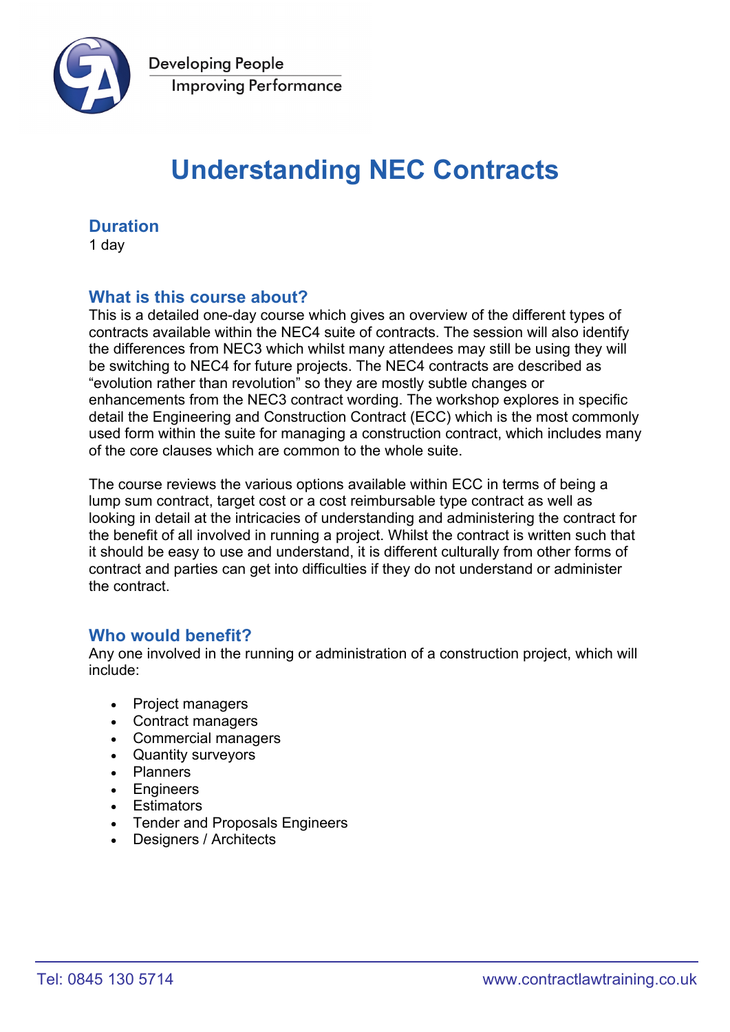Developing People
Improving Performance

# Understanding NEC Contracts

## Duration

1 day

## What is this course about?

This is a detailed one-day course which gives an overview of the different types of contracts available within the NEC4 suite of contracts. The session will also identify the differences from NEC3 which whilst many attendees may still be using they will be switching to NEC4 for future projects. The NEC4 contracts are described as "evolution rather than revolution" so they are mostly subtle changes or enhancements from the NEC3 contract wording. The workshop explores in specific detail the Engineering and Construction Contract (ECC) which is the most commonly used form within the suite for managing a construction contract, which includes many of the core clauses which are common to the whole suite.

The course reviews the various options available within ECC in terms of being a lump sum contract, target cost or a cost reimbursable type contract as well as looking in detail at the intricacies of understanding and administering the contract for the benefit of all involved in running a project. Whilst the contract is written such that it should be easy to use and understand, it is different culturally from other forms of contract and parties can get into difficulties if they do not understand or administer the contract.

## Who would benefit?

Any one involved in the running or administration of a construction project, which will include:

- Project managers
- Contract managers
- Commercial managers
- Quantity surveyors
- Planners
- Engineers
- Estimators
- Tender and Proposals Engineers
- Designers / Architects

Tel: 0845 130 5714 www.contractlawtraining.co.uk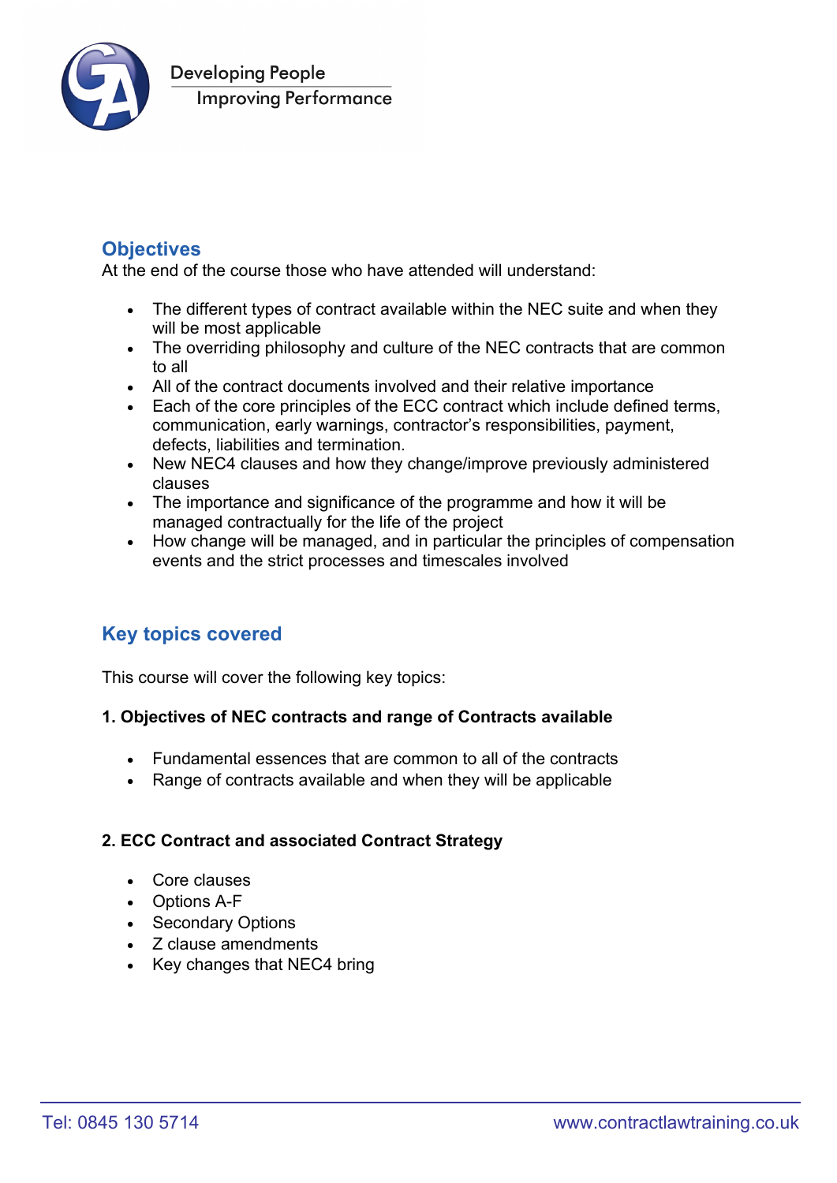## Objectives

At the end of the course those who have attended will understand:

- The different types of contract available within the NEC suite and when they will be most applicable
- The overriding philosophy and culture of the NEC contracts that are common to all
- All of the contract documents involved and their relative importance
- Each of the core principles of the ECC contract which include defined terms, communication, early warnings, contractor's responsibilities, payment, defects, liabilities and termination.
- New NEC4 clauses and how they change/improve previously administered clauses
- The importance and significance of the programme and how it will be managed contractually for the life of the project
- How change will be managed, and in particular the principles of compensation events and the strict processes and timescales involved

## Key topics covered

This course will cover the following key topics:

**1. Objectives of NEC contracts and range of Contracts available**

- Fundamental essences that are common to all of the contracts
- Range of contracts available and when they will be applicable

**2. ECC Contract and associated Contract Strategy**

- Core clauses
- Options A-F
- Secondary Options
- Z clause amendments
- Key changes that NEC4 bring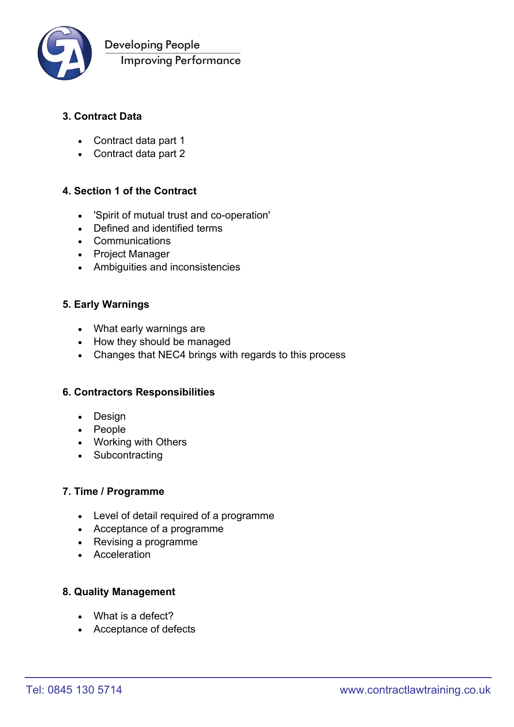### 3. Contract Data

- Contract data part 1
- Contract data part 2

### 4. Section 1 of the Contract

- 'Spirit of mutual trust and co-operation'
- Defined and identified terms
- Communications
- Project Manager
- Ambiguities and inconsistencies

### 5. Early Warnings

- What early warnings are
- How they should be managed
- Changes that NEC4 brings with regards to this process

### 6. Contractors Responsibilities

- Design
- People
- Working with Others
- Subcontracting

### 7. Time / Programme

- Level of detail required of a programme
- Acceptance of a programme
- Revising a programme
- Acceleration

### 8. Quality Management

- What is a defect?
- Acceptance of defects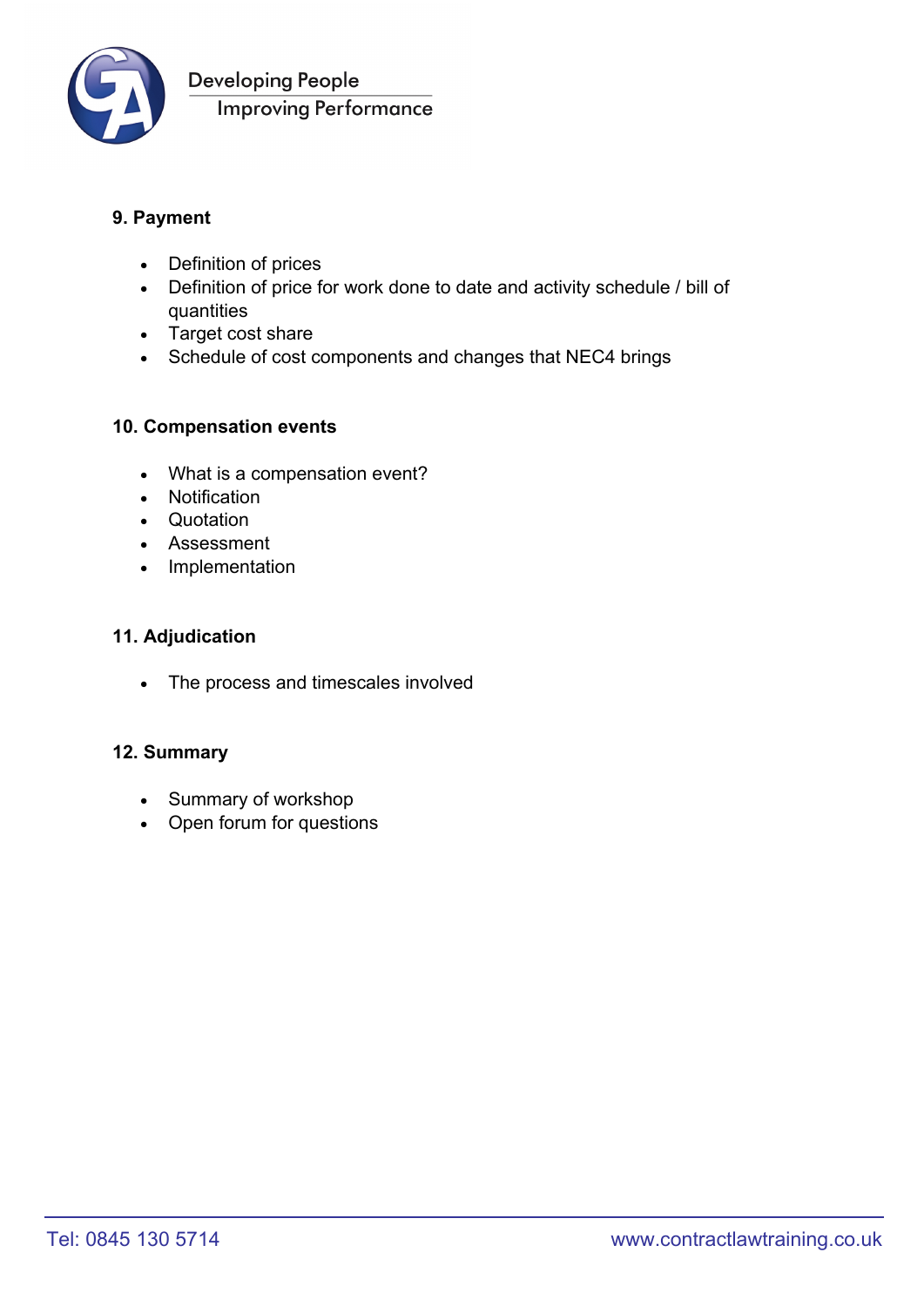### 9. Payment

- Definition of prices
- Definition of price for work done to date and activity schedule / bill of quantities
- Target cost share
- Schedule of cost components and changes that NEC4 brings

### 10. Compensation events

- What is a compensation event?
- Notification
- Quotation
- Assessment
- Implementation

### 11. Adjudication

- The process and timescales involved

### 12. Summary

- Summary of workshop
- Open forum for questions